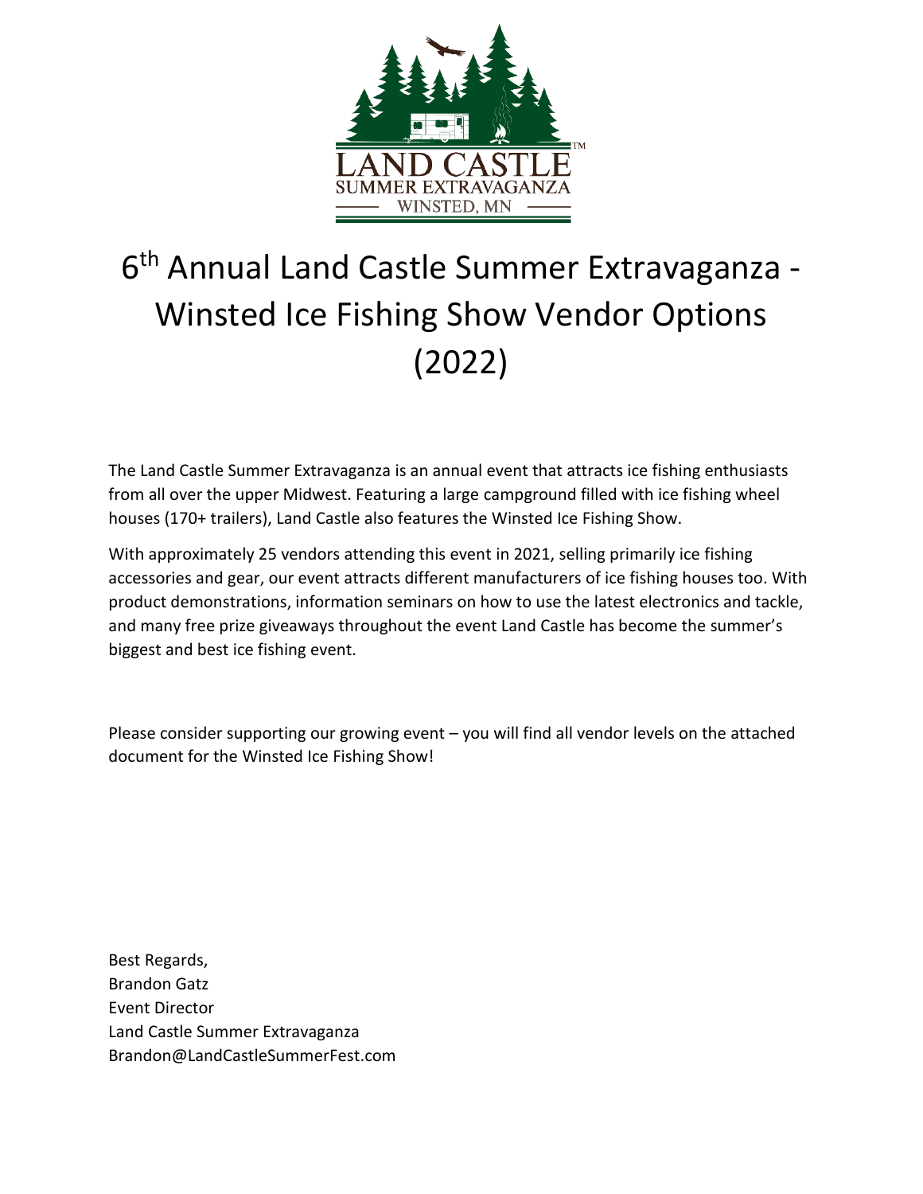# 6th Annual Land Castle Summer Extravaganza - Winsted Ice Fishing Show Vendor Options (2022)

The Land Castle Summer Extravaganza is an annual event that attracts ice fishing enthusiasts from all over the upper Midwest. Featuring a large campground filled with ice fishing wheel houses (170+ trailers), Land Castle also features the Winsted Ice Fishing Show.

With approximately 25 vendors attending this event in 2021, selling primarily ice fishing accessories and gear, our event attracts different manufacturers of ice fishing houses too. With product demonstrations, information seminars on how to use the latest electronics and tackle, and many free prize giveaways throughout the event Land Castle has become the summer's biggest and best ice fishing event.

Please consider supporting our growing event – you will find all vendor levels on the attached document for the Winsted Ice Fishing Show!

Best Regards,
Brandon Gatz
Event Director
Land Castle Summer Extravaganza
Brandon@LandCastleSummerFest.com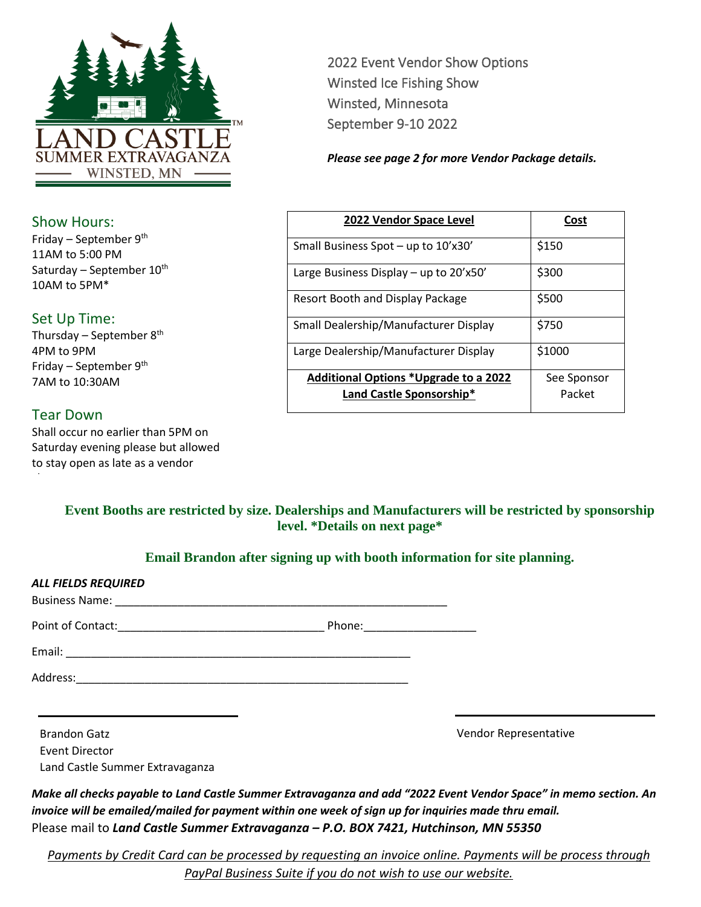2022 Event Vendor Show Options
Winsted Ice Fishing Show
Winsted, Minnesota
September 9-10 2022

***Please see page 2 for more Vendor Package details.***

## Show Hours:

Friday – September 9th
11AM to 5:00 PM
Saturday – September 10th
10AM to 5PM*

## Set Up Time:

Thursday – September 8th
4PM to 9PM
Friday – September 9th
7AM to 10:30AM

## Tear Down

Shall occur no earlier than 5PM on Saturday evening please but allowed to stay open as late as a vendor

| **2022 Vendor Space Level** | **Cost** |
|---|---|
| Small Business Spot – up to 10'x30' | $150 |
| Large Business Display – up to 20'x50' | $300 |
| Resort Booth and Display Package | $500 |
| Small Dealership/Manufacturer Display | $750 |
| Large Dealership/Manufacturer Display | $1000 |
| **Additional Options *Upgrade to a 2022 Land Castle Sponsorship*** | See Sponsor Packet |

**Event Booths are restricted by size. Dealerships and Manufacturers will be restricted by sponsorship level. *Details on next page***

**Email Brandon after signing up with booth information for site planning.**

***ALL FIELDS REQUIRED***

Business Name: ______________________________________________________

Point of Contact:_________________________________ Phone:__________________

Email: ________________________________________________________

Address:______________________________________________________

______________________________

Brandon Gatz
Event Director
Land Castle Summer Extravaganza

______________________________

Vendor Representative

***Make all checks payable to Land Castle Summer Extravaganza and add "2022 Event Vendor Space" in memo section. An invoice will be emailed/mailed for payment within one week of sign up for inquiries made thru email.***
Please mail to ***Land Castle Summer Extravaganza – P.O. BOX 7421, Hutchinson, MN 55350***

*Payments by Credit Card can be processed by requesting an invoice online. Payments will be process through PayPal Business Suite if you do not wish to use our website.*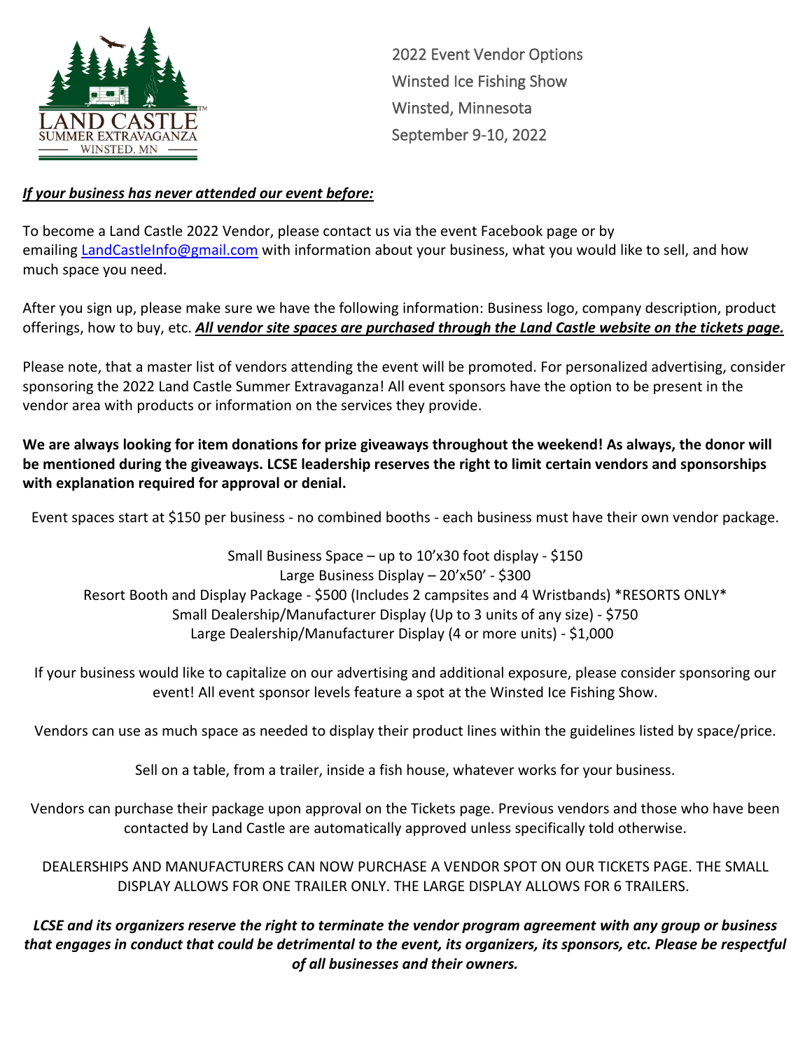LAND CASTLE
SUMMER EXTRAVAGANZA
WINSTED, MN

2022 Event Vendor Options
Winsted Ice Fishing Show
Winsted, Minnesota
September 9-10, 2022

***If your business has never attended our event before:***

To become a Land Castle 2022 Vendor, please contact us via the event Facebook page or by emailing LandCastleInfo@gmail.com with information about your business, what you would like to sell, and how much space you need.

After you sign up, please make sure we have the following information: Business logo, company description, product offerings, how to buy, etc. ***All vendor site spaces are purchased through the Land Castle website on the tickets page.***

Please note, that a master list of vendors attending the event will be promoted. For personalized advertising, consider sponsoring the 2022 Land Castle Summer Extravaganza! All event sponsors have the option to be present in the vendor area with products or information on the services they provide.

**We are always looking for item donations for prize giveaways throughout the weekend! As always, the donor will be mentioned during the giveaways. LCSE leadership reserves the right to limit certain vendors and sponsorships with explanation required for approval or denial.**

Event spaces start at $150 per business - no combined booths - each business must have their own vendor package.

Small Business Space – up to 10'x30 foot display - $150
Large Business Display – 20'x50' - $300
Resort Booth and Display Package - $500 (Includes 2 campsites and 4 Wristbands) *RESORTS ONLY*
Small Dealership/Manufacturer Display (Up to 3 units of any size) - $750
Large Dealership/Manufacturer Display (4 or more units) - $1,000

If your business would like to capitalize on our advertising and additional exposure, please consider sponsoring our event! All event sponsor levels feature a spot at the Winsted Ice Fishing Show.

Vendors can use as much space as needed to display their product lines within the guidelines listed by space/price.

Sell on a table, from a trailer, inside a fish house, whatever works for your business.

Vendors can purchase their package upon approval on the Tickets page. Previous vendors and those who have been contacted by Land Castle are automatically approved unless specifically told otherwise.

DEALERSHIPS AND MANUFACTURERS CAN NOW PURCHASE A VENDOR SPOT ON OUR TICKETS PAGE. THE SMALL DISPLAY ALLOWS FOR ONE TRAILER ONLY. THE LARGE DISPLAY ALLOWS FOR 6 TRAILERS.

***LCSE and its organizers reserve the right to terminate the vendor program agreement with any group or business that engages in conduct that could be detrimental to the event, its organizers, its sponsors, etc. Please be respectful of all businesses and their owners.***